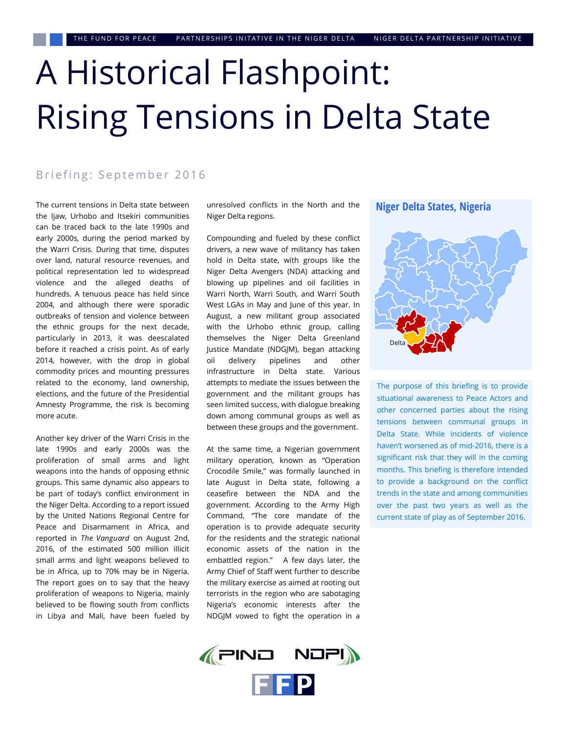# A Historical Flashpoint: Rising Tensions in Delta State

Briefing: September 2016

The current tensions in Delta state between the Ijaw, Urhobo and Itsekiri communities can be traced back to the late 1990s and early 2000s, during the period marked by the Warri Crisis. During that time, disputes over land, natural resource revenues, and political representation led to widespread violence and the alleged deaths of hundreds. A tenuous peace has held since 2004, and although there were sporadic outbreaks of tension and violence between the ethnic groups for the next decade, particularly in 2013, it was deescalated before it reached a crisis point. As of early 2014, however, with the drop in global commodity prices and mounting pressures related to the economy, land ownership, elections, and the future of the Presidential Amnesty Programme, the risk is becoming more acute.

Another key driver of the Warri Crisis in the late 1990s and early 2000s was the proliferation of small arms and light weapons into the hands of opposing ethnic groups. This same dynamic also appears to be part of today's conflict environment in the Niger Delta. According to a report issued by the United Nations Regional Centre for Peace and Disarmament in Africa, and reported in *The Vanguard* on August 2nd, 2016, of the estimated 500 million illicit small arms and light weapons believed to be in Africa, up to 70% may be in Nigeria. The report goes on to say that the heavy proliferation of weapons to Nigeria, mainly believed to be flowing south from conflicts in Libya and Mali, have been fueled by unresolved conflicts in the North and the Niger Delta regions.

Compounding and fueled by these conflict drivers, a new wave of militancy has taken hold in Delta state, with groups like the Niger Delta Avengers (NDA) attacking and blowing up pipelines and oil facilities in Warri North, Warri South, and Warri South West LGAs in May and June of this year. In August, a new militant group associated with the Urhobo ethnic group, calling themselves the Niger Delta Greenland Justice Mandate (NDGJM), began attacking oil delivery pipelines and other infrastructure in Delta state. Various attempts to mediate the issues between the government and the militant groups has seen limited success, with dialogue breaking down among communal groups as well as between these groups and the government.

At the same time, a Nigerian government military operation, known as "Operation Crocodile Smile," was formally launched in late August in Delta state, following a ceasefire between the NDA and the government. According to the Army High Command, "The core mandate of the operation is to provide adequate security for the residents and the strategic national economic assets of the nation in the embattled region." A few days later, the Army Chief of Staff went further to describe the military exercise as aimed at rooting out terrorists in the region who are sabotaging Nigeria's economic interests after the NDGJM vowed to fight the operation in a

**Niger Delta States, Nigeria**

The purpose of this briefing is to provide situational awareness to Peace Actors and other concerned parties about the rising tensions between communal groups in Delta State. While incidents of violence haven't worsened as of mid-2016, there is a significant risk that they will in the coming months. This briefing is therefore intended to provide a background on the conflict trends in the state and among communities over the past two years as well as the current state of play as of September 2016.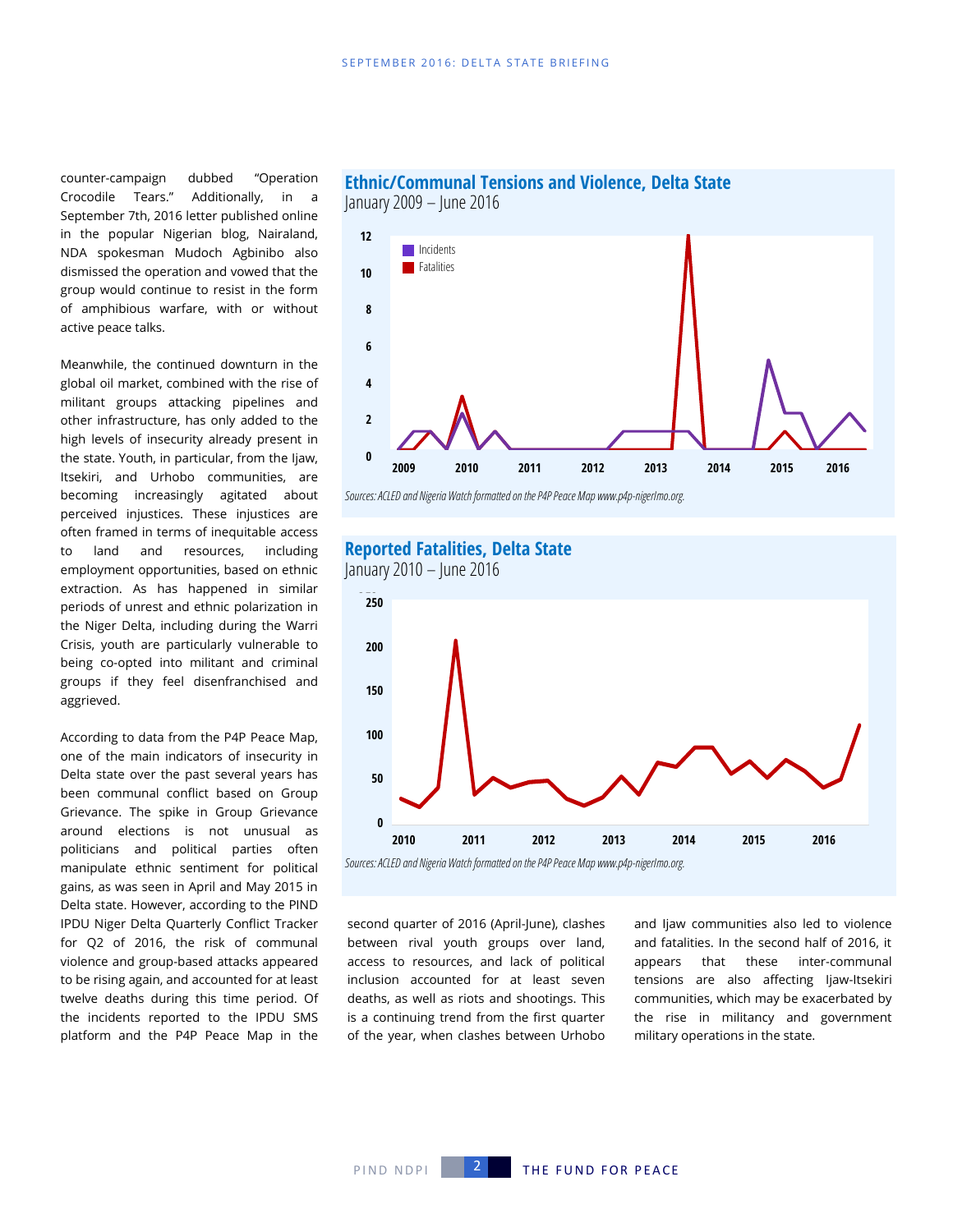counter-campaign dubbed "Operation Crocodile Tears." Additionally, in a September 7th, 2016 letter published online in the popular Nigerian blog, Nairaland, NDA spokesman Mudoch Agbinibo also dismissed the operation and vowed that the group would continue to resist in the form of amphibious warfare, with or without active peace talks.

Meanwhile, the continued downturn in the global oil market, combined with the rise of militant groups attacking pipelines and other infrastructure, has only added to the high levels of insecurity already present in the state. Youth, in particular, from the Ijaw, Itsekiri, and Urhobo communities, are becoming increasingly agitated about perceived injustices. These injustices are often framed in terms of inequitable access to land and resources, including employment opportunities, based on ethnic extraction. As has happened in similar periods of unrest and ethnic polarization in the Niger Delta, including during the Warri Crisis, youth are particularly vulnerable to being co-opted into militant and criminal groups if they feel disenfranchised and aggrieved.

According to data from the P4P Peace Map, one of the main indicators of insecurity in Delta state over the past several years has been communal conflict based on Group Grievance. The spike in Group Grievance around elections is not unusual as politicians and political parties often manipulate ethnic sentiment for political gains, as was seen in April and May 2015 in Delta state. However, according to the PIND IPDU Niger Delta Quarterly Conflict Tracker for Q2 of 2016, the risk of communal violence and group-based attacks appeared to be rising again, and accounted for at least twelve deaths during this time period. Of the incidents reported to the IPDU SMS platform and the P4P Peace Map in the second quarter of 2016 (April-June), clashes between rival youth groups over land, access to resources, and lack of political inclusion accounted for at least seven deaths, as well as riots and shootings. This is a continuing trend from the first quarter of the year, when clashes between Urhobo and Ijaw communities also led to violence and fatalities. In the second half of 2016, it appears that these inter-communal tensions are also affecting Ijaw-Itsekiri communities, which may be exacerbated by the rise in militancy and government military operations in the state.

## Ethnic/Communal Tensions and Violence, Delta State

January 2009 – June 2016

*Sources: ACLED and Nigeria Watch formatted on the P4P Peace Map www.p4p-nigerlmo.org.*

## Reported Fatalities, Delta State

January 2010 – June 2016

*Sources: ACLED and Nigeria Watch formatted on the P4P Peace Map www.p4p-nigerlmo.org.*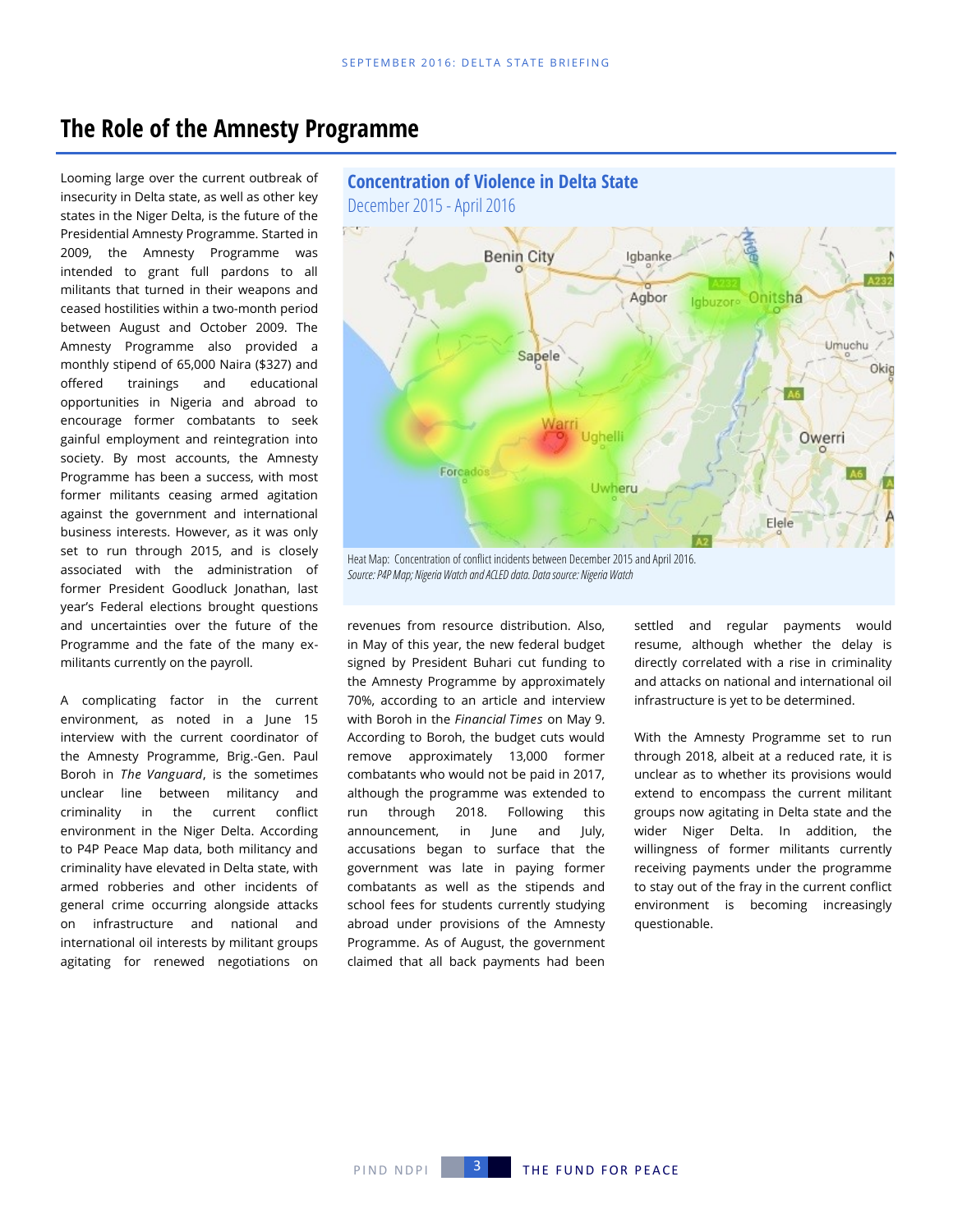## The Role of the Amnesty Programme

Looming large over the current outbreak of insecurity in Delta state, as well as other key states in the Niger Delta, is the future of the Presidential Amnesty Programme. Started in 2009, the Amnesty Programme was intended to grant full pardons to all militants that turned in their weapons and ceased hostilities within a two-month period between August and October 2009. The Amnesty Programme also provided a monthly stipend of 65,000 Naira ($327) and offered trainings and educational opportunities in Nigeria and abroad to encourage former combatants to seek gainful employment and reintegration into society. By most accounts, the Amnesty Programme has been a success, with most former militants ceasing armed agitation against the government and international business interests. However, as it was only set to run through 2015, and is closely associated with the administration of former President Goodluck Jonathan, last year's Federal elections brought questions and uncertainties over the future of the Programme and the fate of the many ex-militants currently on the payroll.

### Concentration of Violence in Delta State

December 2015 - April 2016

Heat Map: Concentration of conflict incidents between December 2015 and April 2016.
*Source: P4P Map; Nigeria Watch and ACLED data. Data source: Nigeria Watch*

A complicating factor in the current environment, as noted in a June 15 interview with the current coordinator of the Amnesty Programme, Brig.-Gen. Paul Boroh in *The Vanguard*, is the sometimes unclear line between militancy and criminality in the current conflict environment in the Niger Delta. According to P4P Peace Map data, both militancy and criminality have elevated in Delta state, with armed robberies and other incidents of general crime occurring alongside attacks on infrastructure and national and international oil interests by militant groups agitating for renewed negotiations on revenues from resource distribution. Also, in May of this year, the new federal budget signed by President Buhari cut funding to the Amnesty Programme by approximately 70%, according to an article and interview with Boroh in the *Financial Times* on May 9. According to Boroh, the budget cuts would remove approximately 13,000 former combatants who would not be paid in 2017, although the programme was extended to run through 2018. Following this announcement, in June and July, accusations began to surface that the government was late in paying former combatants as well as the stipends and school fees for students currently studying abroad under provisions of the Amnesty Programme. As of August, the government claimed that all back payments had been settled and regular payments would resume, although whether the delay is directly correlated with a rise in criminality and attacks on national and international oil infrastructure is yet to be determined.

With the Amnesty Programme set to run through 2018, albeit at a reduced rate, it is unclear as to whether its provisions would extend to encompass the current militant groups now agitating in Delta state and the wider Niger Delta. In addition, the willingness of former militants currently receiving payments under the programme to stay out of the fray in the current conflict environment is becoming increasingly questionable.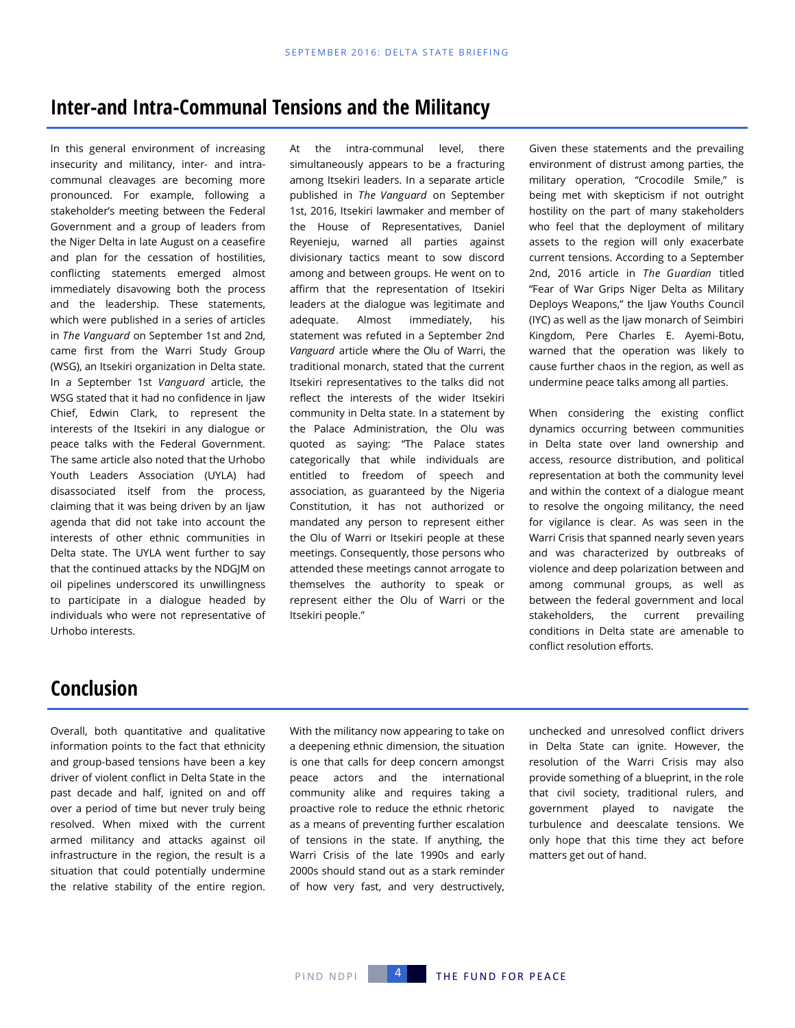## Inter-and Intra-Communal Tensions and the Militancy

In this general environment of increasing insecurity and militancy, inter- and intra-communal cleavages are becoming more pronounced. For example, following a stakeholder's meeting between the Federal Government and a group of leaders from the Niger Delta in late August on a ceasefire and plan for the cessation of hostilities, conflicting statements emerged almost immediately disavowing both the process and the leadership. These statements, which were published in a series of articles in *The Vanguard* on September 1st and 2nd, came first from the Warri Study Group (WSG), an Itsekiri organization in Delta state. In a September 1st *Vanguard* article, the WSG stated that it had no confidence in Ijaw Chief, Edwin Clark, to represent the interests of the Itsekiri in any dialogue or peace talks with the Federal Government. The same article also noted that the Urhobo Youth Leaders Association (UYLA) had disassociated itself from the process, claiming that it was being driven by an Ijaw agenda that did not take into account the interests of other ethnic communities in Delta state. The UYLA went further to say that the continued attacks by the NDGJM on oil pipelines underscored its unwillingness to participate in a dialogue headed by individuals who were not representative of Urhobo interests.

At the intra-communal level, there simultaneously appears to be a fracturing among Itsekiri leaders. In a separate article published in *The Vanguard* on September 1st, 2016, Itsekiri lawmaker and member of the House of Representatives, Daniel Reyenieju, warned all parties against divisionary tactics meant to sow discord among and between groups. He went on to affirm that the representation of Itsekiri leaders at the dialogue was legitimate and adequate. Almost immediately, his statement was refuted in a September 2nd *Vanguard* article where the Olu of Warri, the traditional monarch, stated that the current Itsekiri representatives to the talks did not reflect the interests of the wider Itsekiri community in Delta state. In a statement by the Palace Administration, the Olu was quoted as saying: "The Palace states categorically that while individuals are entitled to freedom of speech and association, as guaranteed by the Nigeria Constitution, it has not authorized or mandated any person to represent either the Olu of Warri or Itsekiri people at these meetings. Consequently, those persons who attended these meetings cannot arrogate to themselves the authority to speak or represent either the Olu of Warri or the Itsekiri people."

Given these statements and the prevailing environment of distrust among parties, the military operation, "Crocodile Smile," is being met with skepticism if not outright hostility on the part of many stakeholders who feel that the deployment of military assets to the region will only exacerbate current tensions. According to a September 2nd, 2016 article in *The Guardian* titled "Fear of War Grips Niger Delta as Military Deploys Weapons," the Ijaw Youths Council (IYC) as well as the Ijaw monarch of Seimbiri Kingdom, Pere Charles E. Ayemi-Botu, warned that the operation was likely to cause further chaos in the region, as well as undermine peace talks among all parties.

When considering the existing conflict dynamics occurring between communities in Delta state over land ownership and access, resource distribution, and political representation at both the community level and within the context of a dialogue meant to resolve the ongoing militancy, the need for vigilance is clear. As was seen in the Warri Crisis that spanned nearly seven years and was characterized by outbreaks of violence and deep polarization between and among communal groups, as well as between the federal government and local stakeholders, the current prevailing conditions in Delta state are amenable to conflict resolution efforts.

## Conclusion

Overall, both quantitative and qualitative information points to the fact that ethnicity and group-based tensions have been a key driver of violent conflict in Delta State in the past decade and half, ignited on and off over a period of time but never truly being resolved. When mixed with the current armed militancy and attacks against oil infrastructure in the region, the result is a situation that could potentially undermine the relative stability of the entire region. With the militancy now appearing to take on a deepening ethnic dimension, the situation is one that calls for deep concern amongst peace actors and the international community alike and requires taking a proactive role to reduce the ethnic rhetoric as a means of preventing further escalation of tensions in the state. If anything, the Warri Crisis of the late 1990s and early 2000s should stand out as a stark reminder of how very fast, and very destructively, unchecked and unresolved conflict drivers in Delta State can ignite. However, the resolution of the Warri Crisis may also provide something of a blueprint, in the role that civil society, traditional rulers, and government played to navigate the turbulence and deescalate tensions. We only hope that this time they act before matters get out of hand.